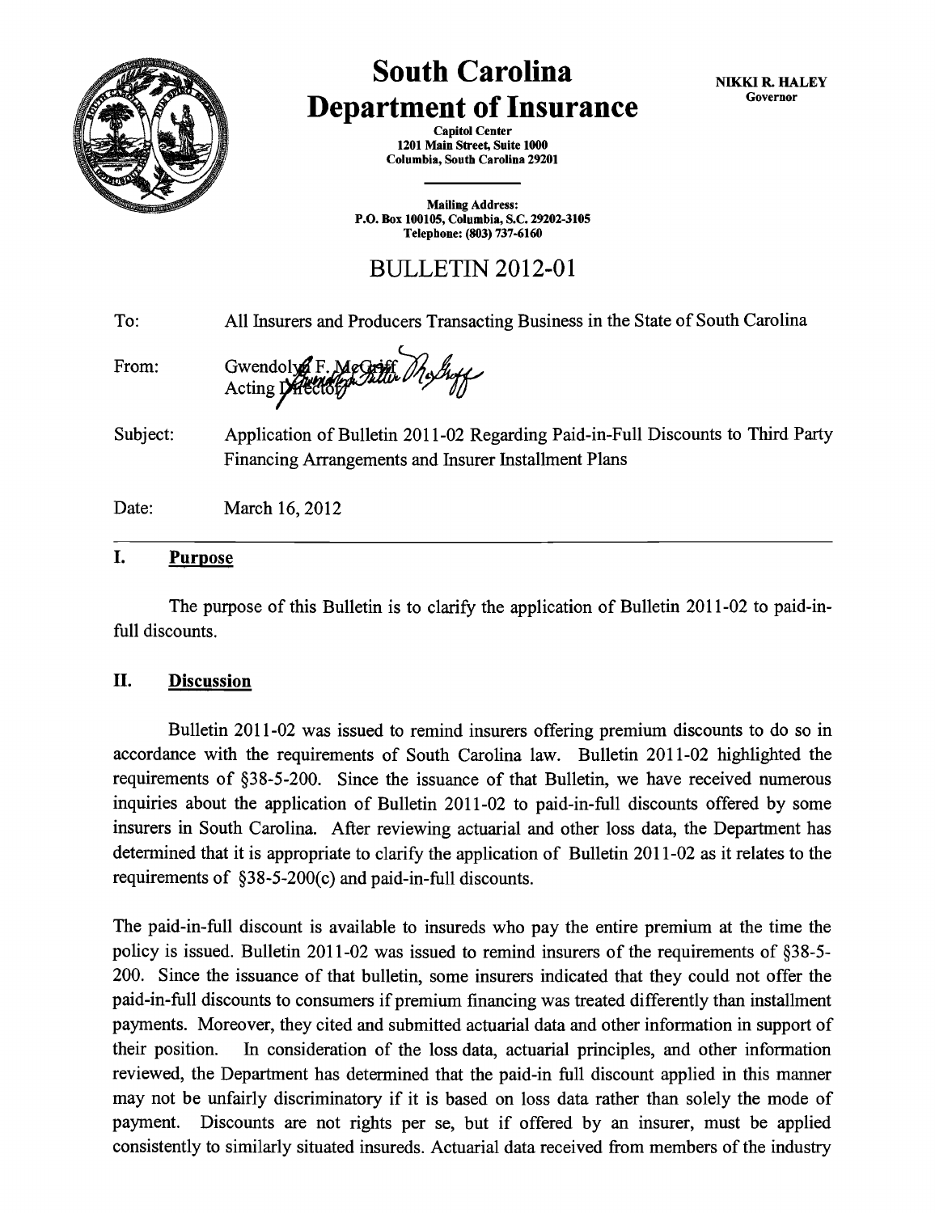# South Carolina Department of Insurance

**Capitol Center**
**1201 Main Street, Suite 1000**
**Columbia, South Carolina 29201**

**Mailing Address:**
**P.O. Box 100105, Columbia, S.C. 29202-3105**
**Telephone: (803) 737-6160**

**NIKKI R. HALEY**
**Governor**

## BULLETIN 2012-01

| | |
|---|---|
| To: | All Insurers and Producers Transacting Business in the State of South Carolina |
| From: | Gwendolyn F. McGriff, Acting Director |
| Subject: | Application of Bulletin 2011-02 Regarding Paid-in-Full Discounts to Third Party Financing Arrangements and Insurer Installment Plans |
| Date: | March 16, 2012 |

### I. Purpose

The purpose of this Bulletin is to clarify the application of Bulletin 2011-02 to paid-in-full discounts.

### II. Discussion

Bulletin 2011-02 was issued to remind insurers offering premium discounts to do so in accordance with the requirements of South Carolina law. Bulletin 2011-02 highlighted the requirements of §38-5-200. Since the issuance of that Bulletin, we have received numerous inquiries about the application of Bulletin 2011-02 to paid-in-full discounts offered by some insurers in South Carolina. After reviewing actuarial and other loss data, the Department has determined that it is appropriate to clarify the application of Bulletin 2011-02 as it relates to the requirements of §38-5-200(c) and paid-in-full discounts.

The paid-in-full discount is available to insureds who pay the entire premium at the time the policy is issued. Bulletin 2011-02 was issued to remind insurers of the requirements of §38-5-200. Since the issuance of that bulletin, some insurers indicated that they could not offer the paid-in-full discounts to consumers if premium financing was treated differently than installment payments. Moreover, they cited and submitted actuarial data and other information in support of their position. In consideration of the loss data, actuarial principles, and other information reviewed, the Department has determined that the paid-in full discount applied in this manner may not be unfairly discriminatory if it is based on loss data rather than solely the mode of payment. Discounts are not rights per se, but if offered by an insurer, must be applied consistently to similarly situated insureds. Actuarial data received from members of the industry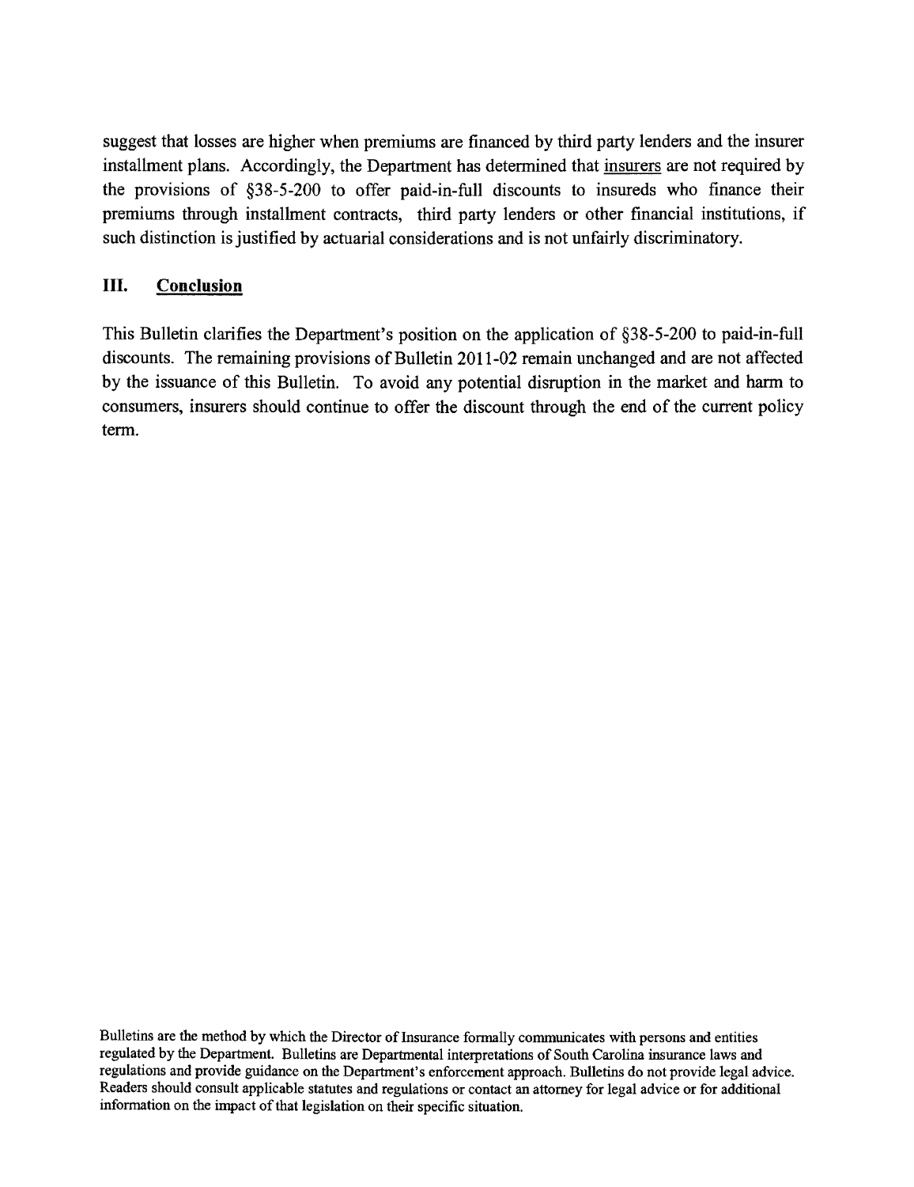suggest that losses are higher when premiums are financed by third party lenders and the insurer installment plans. Accordingly, the Department has determined that <u>insurers</u> are not required by the provisions of §38-5-200 to offer paid-in-full discounts to insureds who finance their premiums through installment contracts, third party lenders or other financial institutions, if such distinction is justified by actuarial considerations and is not unfairly discriminatory.

## III. Conclusion

This Bulletin clarifies the Department's position on the application of §38-5-200 to paid-in-full discounts. The remaining provisions of Bulletin 2011-02 remain unchanged and are not affected by the issuance of this Bulletin. To avoid any potential disruption in the market and harm to consumers, insurers should continue to offer the discount through the end of the current policy term.

Bulletins are the method by which the Director of Insurance formally communicates with persons and entities regulated by the Department. Bulletins are Departmental interpretations of South Carolina insurance laws and regulations and provide guidance on the Department's enforcement approach. Bulletins do not provide legal advice. Readers should consult applicable statutes and regulations or contact an attorney for legal advice or for additional information on the impact of that legislation on their specific situation.